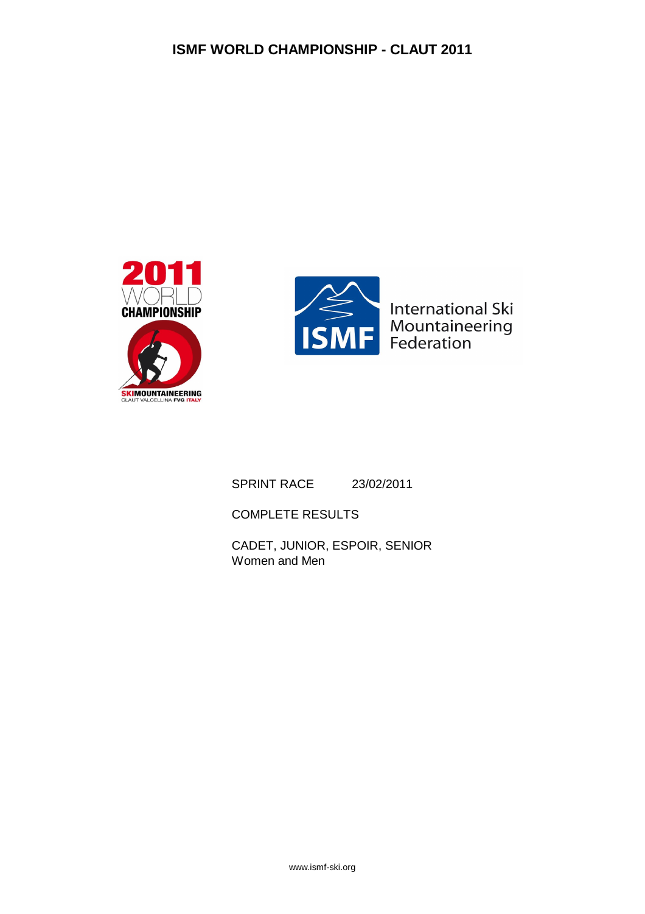# ISMF WORLD CHAMPIONSHIP - CLAUT 2011

SPRINT RACE 23/02/2011

COMPLETE RESULTS

CADET, JUNIOR, ESPOIR, SENIOR
Women and Men

www.ismf-ski.org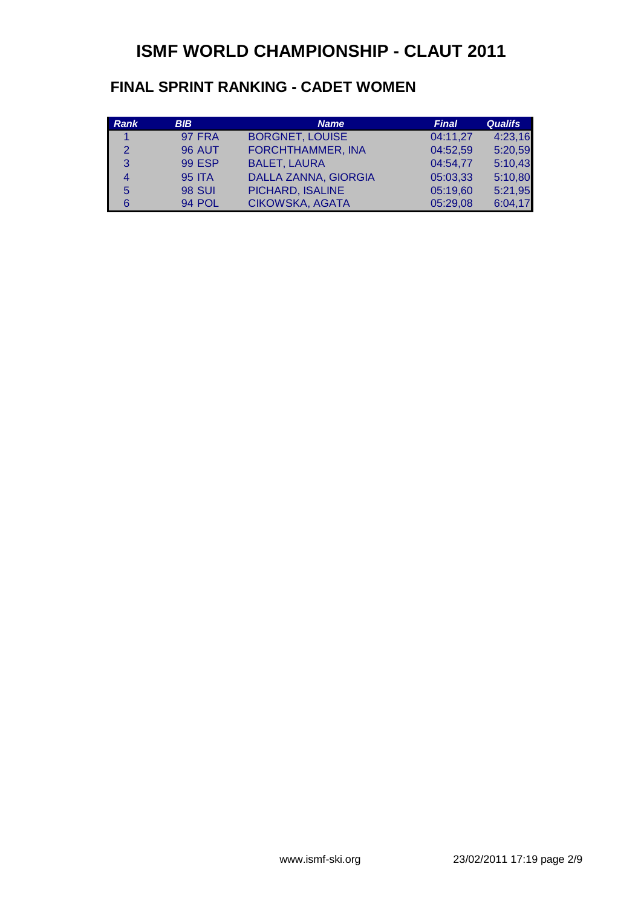# ISMF WORLD CHAMPIONSHIP - CLAUT 2011

## FINAL SPRINT RANKING - CADET WOMEN

| Rank | BIB | Name | Final | Qualifs |
|---|---|---|---|---|
| 1 | 97 FRA | BORGNET, LOUISE | 04:11,27 | 4:23,16 |
| 2 | 96 AUT | FORCHTHAMMER, INA | 04:52,59 | 5:20,59 |
| 3 | 99 ESP | BALET, LAURA | 04:54,77 | 5:10,43 |
| 4 | 95 ITA | DALLA ZANNA, GIORGIA | 05:03,33 | 5:10,80 |
| 5 | 98 SUI | PICHARD, ISALINE | 05:19,60 | 5:21,95 |
| 6 | 94 POL | CIKOWSKA, AGATA | 05:29,08 | 6:04,17 |

www.ismf-ski.org 23/02/2011 17:19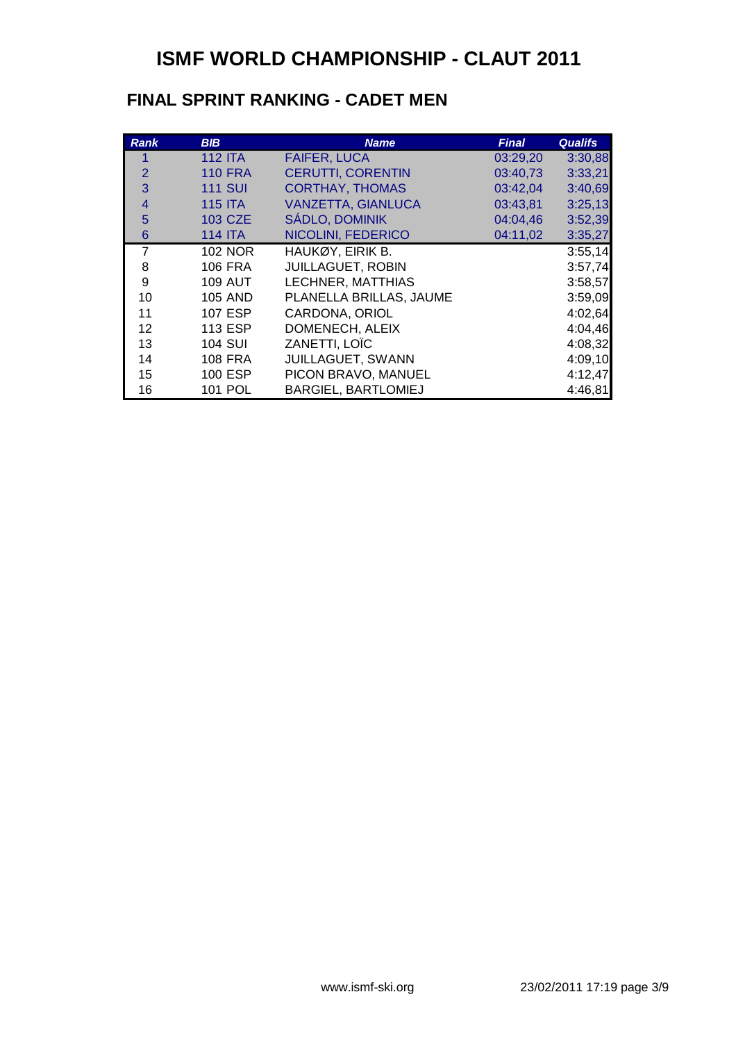# ISMF WORLD CHAMPIONSHIP - CLAUT 2011

## FINAL SPRINT RANKING - CADET MEN

| Rank | BIB | Name | Final | Qualifs |
| --- | --- | --- | --- | --- |
| 1 | 112 ITA | FAIFER, LUCA | 03:29,20 | 3:30,88 |
| 2 | 110 FRA | CERUTTI, CORENTIN | 03:40,73 | 3:33,21 |
| 3 | 111 SUI | CORTHAY, THOMAS | 03:42,04 | 3:40,69 |
| 4 | 115 ITA | VANZETTA, GIANLUCA | 03:43,81 | 3:25,13 |
| 5 | 103 CZE | SÁDLO, DOMINIK | 04:04,46 | 3:52,39 |
| 6 | 114 ITA | NICOLINI, FEDERICO | 04:11,02 | 3:35,27 |
| 7 | 102 NOR | HAUKØY, EIRIK B. | | 3:55,14 |
| 8 | 106 FRA | JUILLAGUET, ROBIN | | 3:57,74 |
| 9 | 109 AUT | LECHNER, MATTHIAS | | 3:58,57 |
| 10 | 105 AND | PLANELLA BRILLAS, JAUME | | 3:59,09 |
| 11 | 107 ESP | CARDONA, ORIOL | | 4:02,64 |
| 12 | 113 ESP | DOMENECH, ALEIX | | 4:04,46 |
| 13 | 104 SUI | ZANETTI, LOÏC | | 4:08,32 |
| 14 | 108 FRA | JUILLAGUET, SWANN | | 4:09,10 |
| 15 | 100 ESP | PICON BRAVO, MANUEL | | 4:12,47 |
| 16 | 101 POL | BARGIEL, BARTLOMIEJ | | 4:46,81 |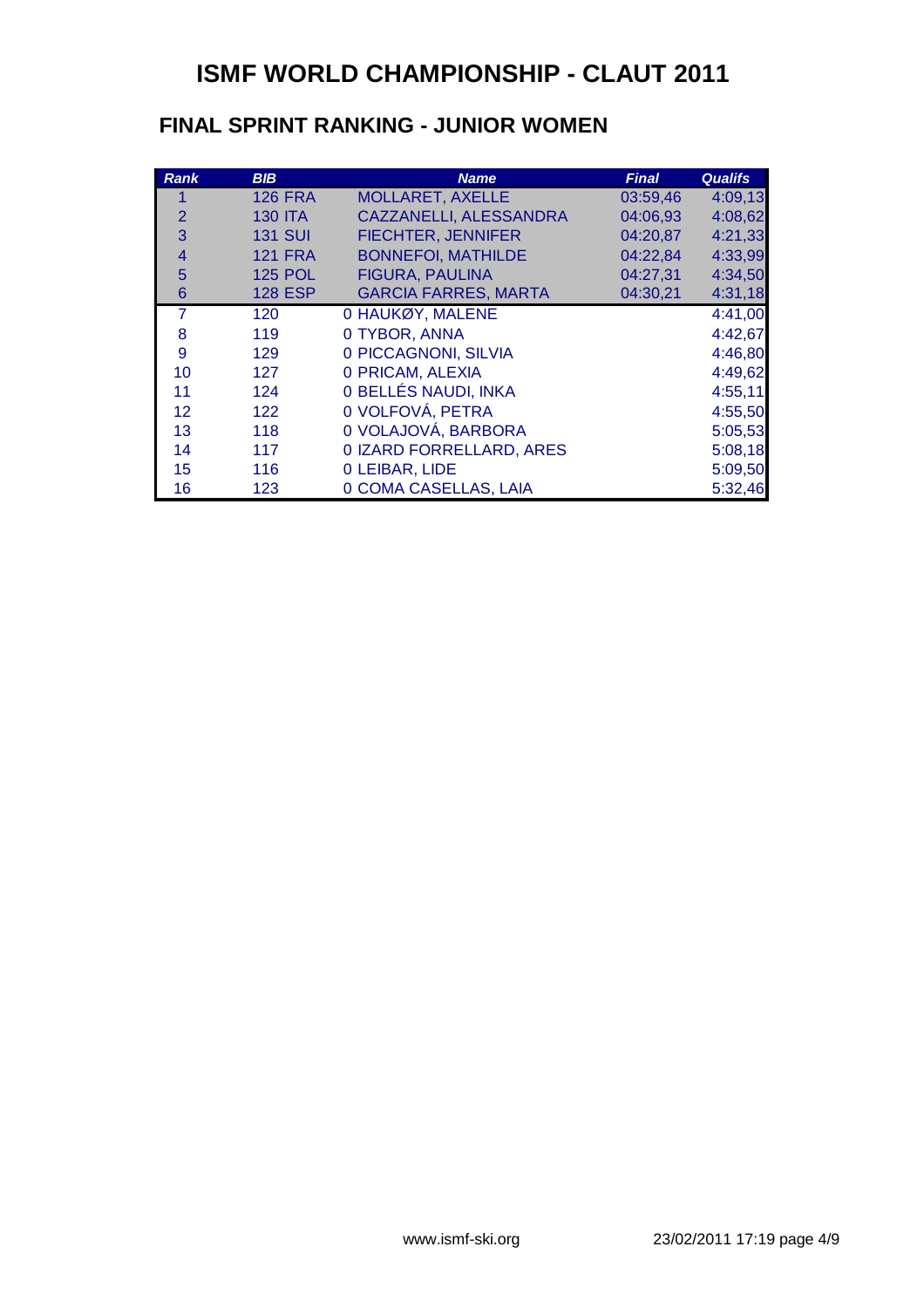# ISMF WORLD CHAMPIONSHIP - CLAUT 2011

## FINAL SPRINT RANKING - JUNIOR WOMEN

| *Rank* | *BIB* | *Name* | *Final* | *Qualifs* |
|---|---|---|---|---|
| 1 | 126 FRA | MOLLARET, AXELLE | 03:59,46 | 4:09,13 |
| 2 | 130 ITA | CAZZANELLI, ALESSANDRA | 04:06,93 | 4:08,62 |
| 3 | 131 SUI | FIECHTER, JENNIFER | 04:20,87 | 4:21,33 |
| 4 | 121 FRA | BONNEFOI, MATHILDE | 04:22,84 | 4:33,99 |
| 5 | 125 POL | FIGURA, PAULINA | 04:27,31 | 4:34,50 |
| 6 | 128 ESP | GARCIA FARRES, MARTA | 04:30,21 | 4:31,18 |
| 7 | 120 | 0 HAUKØY, MALENE | | 4:41,00 |
| 8 | 119 | 0 TYBOR, ANNA | | 4:42,67 |
| 9 | 129 | 0 PICCAGNONI, SILVIA | | 4:46,80 |
| 10 | 127 | 0 PRICAM, ALEXIA | | 4:49,62 |
| 11 | 124 | 0 BELLÉS NAUDI, INKA | | 4:55,11 |
| 12 | 122 | 0 VOLFOVÁ, PETRA | | 4:55,50 |
| 13 | 118 | 0 VOLAJOVÁ, BARBORA | | 5:05,53 |
| 14 | 117 | 0 IZARD FORRELLARD, ARES | | 5:08,18 |
| 15 | 116 | 0 LEIBAR, LIDE | | 5:09,50 |
| 16 | 123 | 0 COMA CASELLAS, LAIA | | 5:32,46 |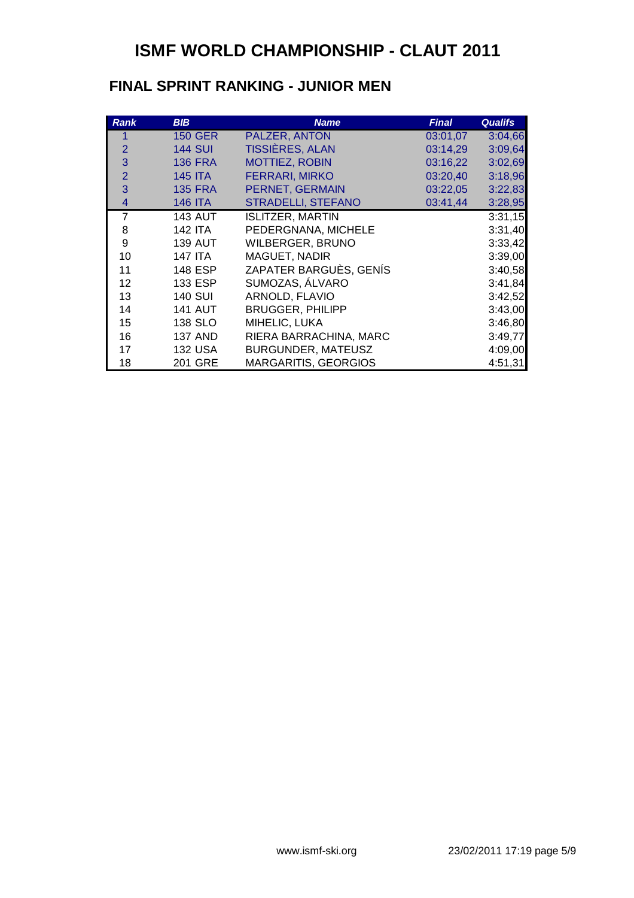# ISMF WORLD CHAMPIONSHIP - CLAUT 2011

## FINAL SPRINT RANKING - JUNIOR MEN

| Rank | BIB | Name | Final | Qualifs |
|---|---|---|---|---|
| 1 | 150 GER | PALZER, ANTON | 03:01,07 | 3:04,66 |
| 2 | 144 SUI | TISSIÈRES, ALAN | 03:14,29 | 3:09,64 |
| 3 | 136 FRA | MOTTIEZ, ROBIN | 03:16,22 | 3:02,69 |
| 2 | 145 ITA | FERRARI, MIRKO | 03:20,40 | 3:18,96 |
| 3 | 135 FRA | PERNET, GERMAIN | 03:22,05 | 3:22,83 |
| 4 | 146 ITA | STRADELLI, STEFANO | 03:41,44 | 3:28,95 |
| 7 | 143 AUT | ISLITZER, MARTIN | | 3:31,15 |
| 8 | 142 ITA | PEDERGNANA, MICHELE | | 3:31,40 |
| 9 | 139 AUT | WILBERGER, BRUNO | | 3:33,42 |
| 10 | 147 ITA | MAGUET, NADIR | | 3:39,00 |
| 11 | 148 ESP | ZAPATER BARGUÈS, GENÍS | | 3:40,58 |
| 12 | 133 ESP | SUMOZAS, ÁLVARO | | 3:41,84 |
| 13 | 140 SUI | ARNOLD, FLAVIO | | 3:42,52 |
| 14 | 141 AUT | BRUGGER, PHILIPP | | 3:43,00 |
| 15 | 138 SLO | MIHELIC, LUKA | | 3:46,80 |
| 16 | 137 AND | RIERA BARRACHINA, MARC | | 3:49,77 |
| 17 | 132 USA | BURGUNDER, MATEUSZ | | 4:09,00 |
| 18 | 201 GRE | MARGARITIS, GEORGIOS | | 4:51,31 |

www.ismf-ski.org 23/02/2011 17:19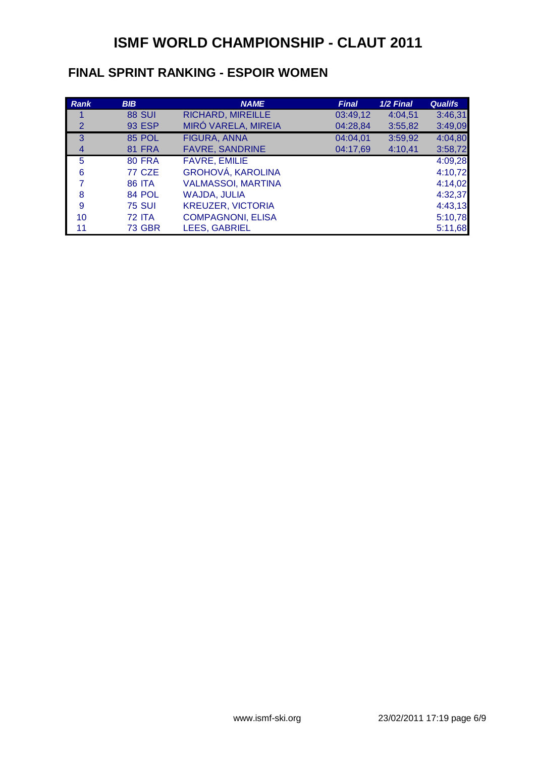# ISMF WORLD CHAMPIONSHIP - CLAUT 2011

## FINAL SPRINT RANKING - ESPOIR WOMEN

| Rank | BIB | NAME | Final | 1/2 Final | Qualifs |
|---|---|---|---|---|---|
| 1 | 88 SUI | RICHARD, MIREILLE | 03:49,12 | 4:04,51 | 3:46,31 |
| 2 | 93 ESP | MIRÓ VARELA, MIREIA | 04:28,84 | 3:55,82 | 3:49,09 |
| 3 | 85 POL | FIGURA, ANNA | 04:04,01 | 3:59,92 | 4:04,80 |
| 4 | 81 FRA | FAVRE, SANDRINE | 04:17,69 | 4:10,41 | 3:58,72 |
| 5 | 80 FRA | FAVRE, EMILIE | | | 4:09,28 |
| 6 | 77 CZE | GROHOVÁ, KAROLINA | | | 4:10,72 |
| 7 | 86 ITA | VALMASSOI, MARTINA | | | 4:14,02 |
| 8 | 84 POL | WAJDA, JULIA | | | 4:32,37 |
| 9 | 75 SUI | KREUZER, VICTORIA | | | 4:43,13 |
| 10 | 72 ITA | COMPAGNONI, ELISA | | | 5:10,78 |
| 11 | 73 GBR | LEES, GABRIEL | | | 5:11,68 |

www.ismf-ski.org 23/02/2011 17:19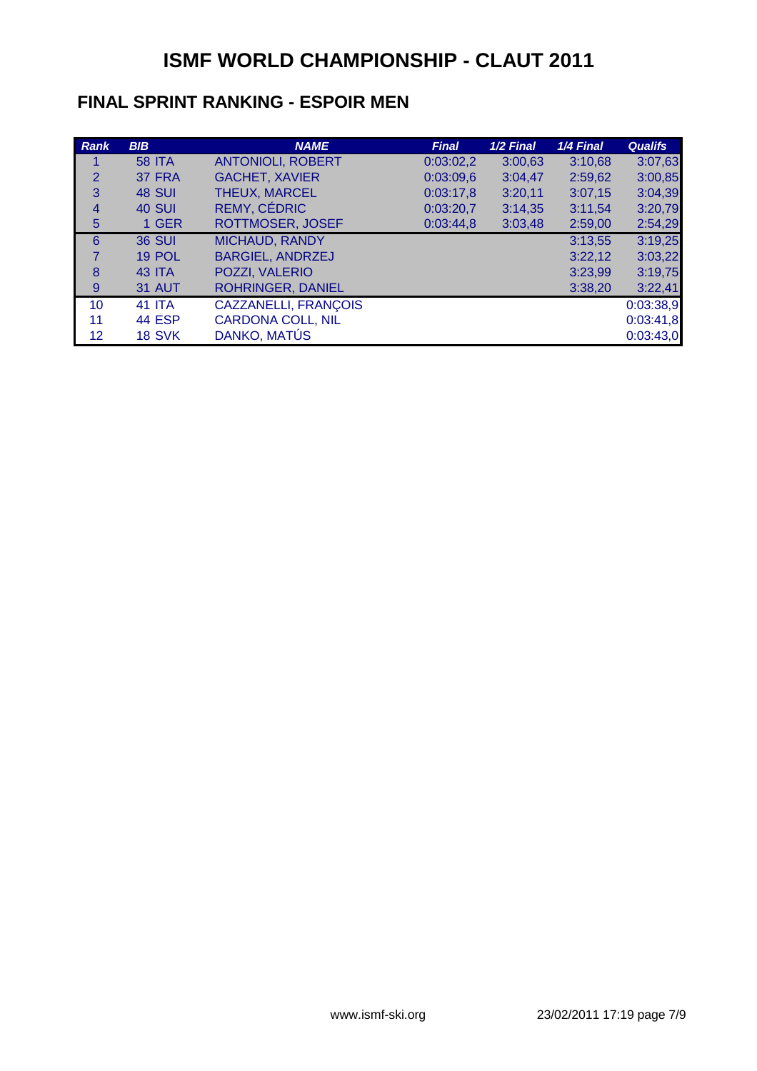# ISMF WORLD CHAMPIONSHIP - CLAUT 2011

## FINAL SPRINT RANKING - ESPOIR MEN

| Rank | BIB | NAME | Final | 1/2 Final | 1/4 Final | Qualifs |
|---|---|---|---|---|---|---|
| 1 | 58 ITA | ANTONIOLI, ROBERT | 0:03:02,2 | 3:00,63 | 3:10,68 | 3:07,63 |
| 2 | 37 FRA | GACHET, XAVIER | 0:03:09,6 | 3:04,47 | 2:59,62 | 3:00,85 |
| 3 | 48 SUI | THEUX, MARCEL | 0:03:17,8 | 3:20,11 | 3:07,15 | 3:04,39 |
| 4 | 40 SUI | REMY, CÉDRIC | 0:03:20,7 | 3:14,35 | 3:11,54 | 3:20,79 |
| 5 | 1 GER | ROTTMOSER, JOSEF | 0:03:44,8 | 3:03,48 | 2:59,00 | 2:54,29 |
| 6 | 36 SUI | MICHAUD, RANDY | | | 3:13,55 | 3:19,25 |
| 7 | 19 POL | BARGIEL, ANDRZEJ | | | 3:22,12 | 3:03,22 |
| 8 | 43 ITA | POZZI, VALERIO | | | 3:23,99 | 3:19,75 |
| 9 | 31 AUT | ROHRINGER, DANIEL | | | 3:38,20 | 3:22,41 |
| 10 | 41 ITA | CAZZANELLI, FRANÇOIS | | | | 0:03:38,9 |
| 11 | 44 ESP | CARDONA COLL, NIL | | | | 0:03:41,8 |
| 12 | 18 SVK | DANKO, MATÚS | | | | 0:03:43,0 |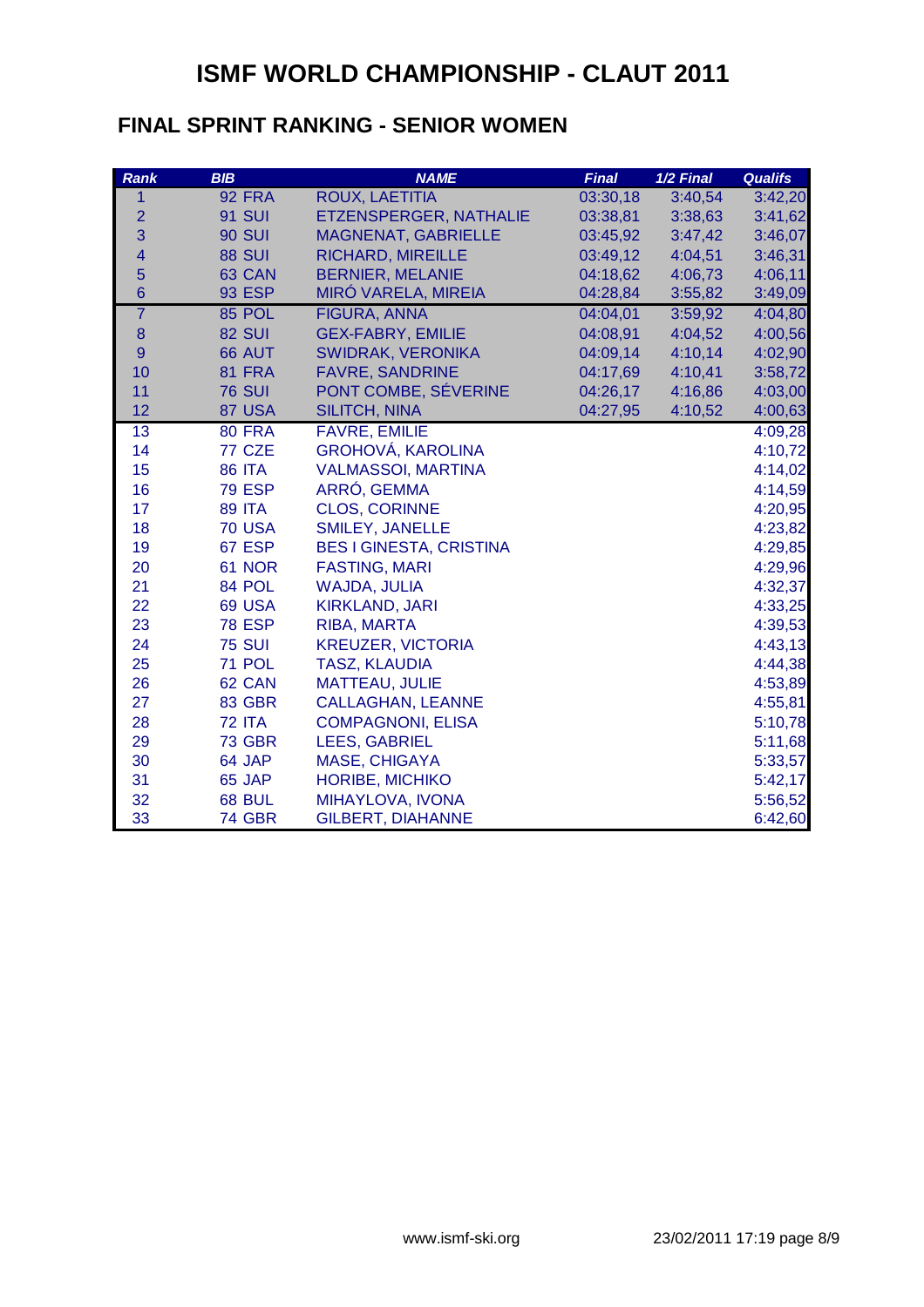# ISMF WORLD CHAMPIONSHIP - CLAUT 2011

## FINAL SPRINT RANKING - SENIOR WOMEN

| Rank | BIB | NAME | Final | 1/2 Final | Qualifs |
|---|---|---|---|---|---|
| 1 | 92 FRA | ROUX, LAETITIA | 03:30,18 | 3:40,54 | 3:42,20 |
| 2 | 91 SUI | ETZENSPERGER, NATHALIE | 03:38,81 | 3:38,63 | 3:41,62 |
| 3 | 90 SUI | MAGNENAT, GABRIELLE | 03:45,92 | 3:47,42 | 3:46,07 |
| 4 | 88 SUI | RICHARD, MIREILLE | 03:49,12 | 4:04,51 | 3:46,31 |
| 5 | 63 CAN | BERNIER, MELANIE | 04:18,62 | 4:06,73 | 4:06,11 |
| 6 | 93 ESP | MIRÓ VARELA, MIREIA | 04:28,84 | 3:55,82 | 3:49,09 |
| 7 | 85 POL | FIGURA, ANNA | 04:04,01 | 3:59,92 | 4:04,80 |
| 8 | 82 SUI | GEX-FABRY, EMILIE | 04:08,91 | 4:04,52 | 4:00,56 |
| 9 | 66 AUT | SWIDRAK, VERONIKA | 04:09,14 | 4:10,14 | 4:02,90 |
| 10 | 81 FRA | FAVRE, SANDRINE | 04:17,69 | 4:10,41 | 3:58,72 |
| 11 | 76 SUI | PONT COMBE, SÉVERINE | 04:26,17 | 4:16,86 | 4:03,00 |
| 12 | 87 USA | SILITCH, NINA | 04:27,95 | 4:10,52 | 4:00,63 |
| 13 | 80 FRA | FAVRE, EMILIE | | | 4:09,28 |
| 14 | 77 CZE | GROHOVÁ, KAROLINA | | | 4:10,72 |
| 15 | 86 ITA | VALMASSOI, MARTINA | | | 4:14,02 |
| 16 | 79 ESP | ARRÓ, GEMMA | | | 4:14,59 |
| 17 | 89 ITA | CLOS, CORINNE | | | 4:20,95 |
| 18 | 70 USA | SMILEY, JANELLE | | | 4:23,82 |
| 19 | 67 ESP | BES I GINESTA, CRISTINA | | | 4:29,85 |
| 20 | 61 NOR | FASTING, MARI | | | 4:29,96 |
| 21 | 84 POL | WAJDA, JULIA | | | 4:32,37 |
| 22 | 69 USA | KIRKLAND, JARI | | | 4:33,25 |
| 23 | 78 ESP | RIBA, MARTA | | | 4:39,53 |
| 24 | 75 SUI | KREUZER, VICTORIA | | | 4:43,13 |
| 25 | 71 POL | TASZ, KLAUDIA | | | 4:44,38 |
| 26 | 62 CAN | MATTEAU, JULIE | | | 4:53,89 |
| 27 | 83 GBR | CALLAGHAN, LEANNE | | | 4:55,81 |
| 28 | 72 ITA | COMPAGNONI, ELISA | | | 5:10,78 |
| 29 | 73 GBR | LEES, GABRIEL | | | 5:11,68 |
| 30 | 64 JAP | MASE, CHIGAYA | | | 5:33,57 |
| 31 | 65 JAP | HORIBE, MICHIKO | | | 5:42,17 |
| 32 | 68 BUL | MIHAYLOVA, IVONA | | | 5:56,52 |
| 33 | 74 GBR | GILBERT, DIAHANNE | | | 6:42,60 |

www.ismf-ski.org 23/02/2011 17:19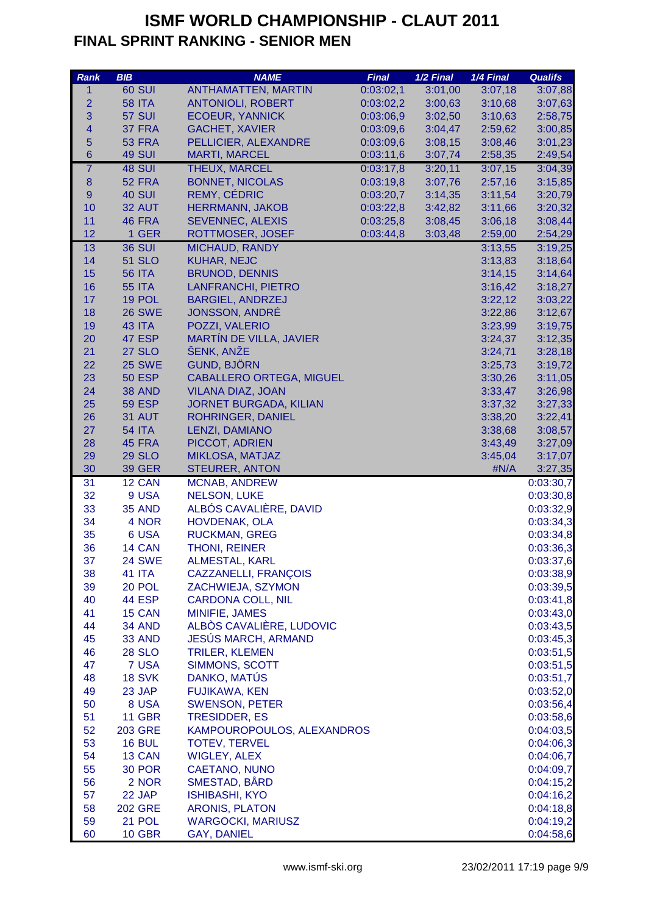# ISMF WORLD CHAMPIONSHIP - CLAUT 2011

## FINAL SPRINT RANKING - SENIOR MEN

| Rank | BIB | NAME | Final | 1/2 Final | 1/4 Final | Qualifs |
|---|---|---|---|---|---|---|
| 1 | 60 SUI | ANTHAMATTEN, MARTIN | 0:03:02,1 | 3:01,00 | 3:07,18 | 3:07,88 |
| 2 | 58 ITA | ANTONIOLI, ROBERT | 0:03:02,2 | 3:00,63 | 3:10,68 | 3:07,63 |
| 3 | 57 SUI | ECOEUR, YANNICK | 0:03:06,9 | 3:02,50 | 3:10,63 | 2:58,75 |
| 4 | 37 FRA | GACHET, XAVIER | 0:03:09,6 | 3:04,47 | 2:59,62 | 3:00,85 |
| 5 | 53 FRA | PELLICIER, ALEXANDRE | 0:03:09,6 | 3:08,15 | 3:08,46 | 3:01,23 |
| 6 | 49 SUI | MARTI, MARCEL | 0:03:11,6 | 3:07,74 | 2:58,35 | 2:49,54 |
| 7 | 48 SUI | THEUX, MARCEL | 0:03:17,8 | 3:20,11 | 3:07,15 | 3:04,39 |
| 8 | 52 FRA | BONNET, NICOLAS | 0:03:19,8 | 3:07,76 | 2:57,16 | 3:15,85 |
| 9 | 40 SUI | REMY, CÉDRIC | 0:03:20,7 | 3:14,35 | 3:11,54 | 3:20,79 |
| 10 | 32 AUT | HERRMANN, JAKOB | 0:03:22,8 | 3:42,82 | 3:11,66 | 3:20,32 |
| 11 | 46 FRA | SEVENNEC, ALEXIS | 0:03:25,8 | 3:08,45 | 3:06,18 | 3:08,44 |
| 12 | 1 GER | ROTTMOSER, JOSEF | 0:03:44,8 | 3:03,48 | 2:59,00 | 2:54,29 |
| 13 | 36 SUI | MICHAUD, RANDY | | | 3:13,55 | 3:19,25 |
| 14 | 51 SLO | KUHAR, NEJC | | | 3:13,83 | 3:18,64 |
| 15 | 56 ITA | BRUNOD, DENNIS | | | 3:14,15 | 3:14,64 |
| 16 | 55 ITA | LANFRANCHI, PIETRO | | | 3:16,42 | 3:18,27 |
| 17 | 19 POL | BARGIEL, ANDRZEJ | | | 3:22,12 | 3:03,22 |
| 18 | 26 SWE | JONSSON, ANDRÉ | | | 3:22,86 | 3:12,67 |
| 19 | 43 ITA | POZZI, VALERIO | | | 3:23,99 | 3:19,75 |
| 20 | 47 ESP | MARTÍN DE VILLA, JAVIER | | | 3:24,37 | 3:12,35 |
| 21 | 27 SLO | ŠENK, ANŽE | | | 3:24,71 | 3:28,18 |
| 22 | 25 SWE | GUND, BJÖRN | | | 3:25,73 | 3:19,72 |
| 23 | 50 ESP | CABALLERO ORTEGA, MIGUEL | | | 3:30,26 | 3:11,05 |
| 24 | 38 AND | VILANA DIAZ, JOAN | | | 3:33,47 | 3:26,98 |
| 25 | 59 ESP | JORNET BURGADA, KILIAN | | | 3:37,32 | 3:27,33 |
| 26 | 31 AUT | ROHRINGER, DANIEL | | | 3:38,20 | 3:22,41 |
| 27 | 54 ITA | LENZI, DAMIANO | | | 3:38,68 | 3:08,57 |
| 28 | 45 FRA | PICCOT, ADRIEN | | | 3:43,49 | 3:27,09 |
| 29 | 29 SLO | MIKLOSA, MATJAZ | | | 3:45,04 | 3:17,07 |
| 30 | 39 GER | STEURER, ANTON | | | #N/A | 3:27,35 |
| 31 | 12 CAN | MCNAB, ANDREW | | | | 0:03:30,7 |
| 32 | 9 USA | NELSON, LUKE | | | | 0:03:30,8 |
| 33 | 35 AND | ALBÓS CAVALIÈRE, DAVID | | | | 0:03:32,9 |
| 34 | 4 NOR | HOVDENAK, OLA | | | | 0:03:34,3 |
| 35 | 6 USA | RUCKMAN, GREG | | | | 0:03:34,8 |
| 36 | 14 CAN | THONI, REINER | | | | 0:03:36,3 |
| 37 | 24 SWE | ALMESTAL, KARL | | | | 0:03:37,6 |
| 38 | 41 ITA | CAZZANELLI, FRANÇOIS | | | | 0:03:38,9 |
| 39 | 20 POL | ZACHWIEJA, SZYMON | | | | 0:03:39,5 |
| 40 | 44 ESP | CARDONA COLL, NIL | | | | 0:03:41,8 |
| 41 | 15 CAN | MINIFIE, JAMES | | | | 0:03:43,0 |
| 44 | 34 AND | ALBÒS CAVALIÈRE, LUDOVIC | | | | 0:03:43,5 |
| 45 | 33 AND | JESÚS MARCH, ARMAND | | | | 0:03:45,3 |
| 46 | 28 SLO | TRILER, KLEMEN | | | | 0:03:51,5 |
| 47 | 7 USA | SIMMONS, SCOTT | | | | 0:03:51,5 |
| 48 | 18 SVK | DANKO, MATÚS | | | | 0:03:51,7 |
| 49 | 23 JAP | FUJIKAWA, KEN | | | | 0:03:52,0 |
| 50 | 8 USA | SWENSON, PETER | | | | 0:03:56,4 |
| 51 | 11 GBR | TRESIDDER, ES | | | | 0:03:58,6 |
| 52 | 203 GRE | KAMPOUROPOULOS, ALEXANDROS | | | | 0:04:03,5 |
| 53 | 16 BUL | TOTEV, TERVEL | | | | 0:04:06,3 |
| 54 | 13 CAN | WIGLEY, ALEX | | | | 0:04:06,7 |
| 55 | 30 POR | CAETANO, NUNO | | | | 0:04:09,7 |
| 56 | 2 NOR | SMESTAD, BÅRD | | | | 0:04:15,2 |
| 57 | 22 JAP | ISHIBASHI, KYO | | | | 0:04:16,2 |
| 58 | 202 GRE | ARONIS, PLATON | | | | 0:04:18,8 |
| 59 | 21 POL | WARGOCKI, MARIUSZ | | | | 0:04:19,2 |
| 60 | 10 GBR | GAY, DANIEL | | | | 0:04:58,6 |

www.ismf-ski.org 23/02/2011 17:19